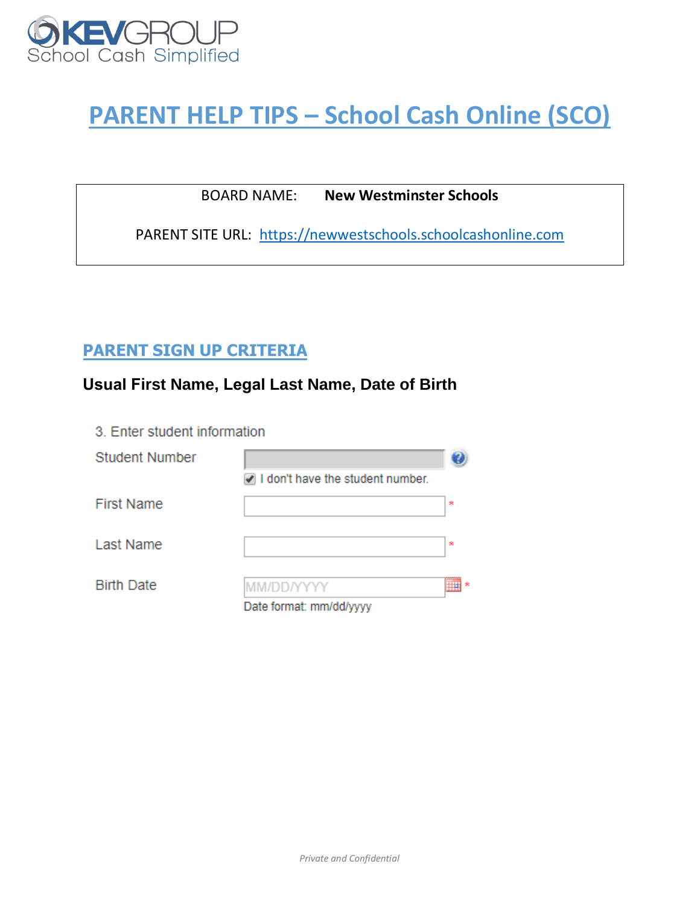KEVGROUP
School Cash Simplified

# PARENT HELP TIPS – School Cash Online (SCO)

BOARD NAME: **New Westminster Schools**

PARENT SITE URL: https://newwestschools.schoolcashonline.com

## PARENT SIGN UP CRITERIA

### Usual First Name, Legal Last Name, Date of Birth

3. Enter student information

Student Number

☑ I don't have the student number.

First Name *

Last Name *

Birth Date MM/DD/YYYY *

Date format: mm/dd/yyyy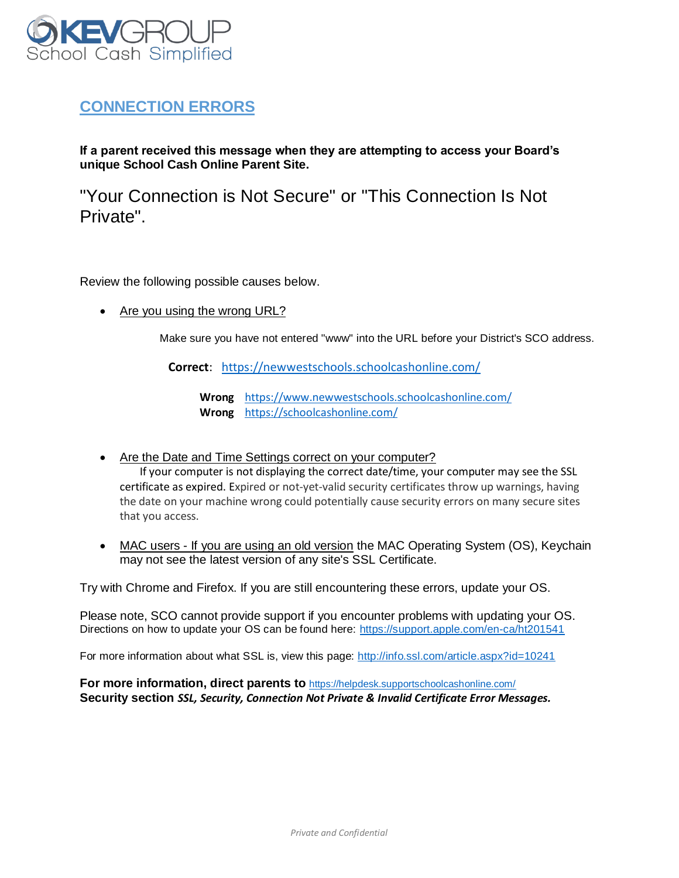KEVGROUP School Cash Simplified

## CONNECTION ERRORS

**If a parent received this message when they are attempting to access your Board's unique School Cash Online Parent Site.**

"Your Connection is Not Secure" or "This Connection Is Not Private".

Review the following possible causes below.

- Are you using the wrong URL?

  Make sure you have not entered "www" into the URL before your District's SCO address.

  **Correct**: https://newwestschools.schoolcashonline.com/

  **Wrong** https://www.newwestschools.schoolcashonline.com/
  **Wrong** https://schoolcashonline.com/

- Are the Date and Time Settings correct on your computer?

  If your computer is not displaying the correct date/time, your computer may see the SSL certificate as expired. Expired or not-yet-valid security certificates throw up warnings, having the date on your machine wrong could potentially cause security errors on many secure sites that you access.

- MAC users - If you are using an old version the MAC Operating System (OS), Keychain may not see the latest version of any site's SSL Certificate.

Try with Chrome and Firefox. If you are still encountering these errors, update your OS.

Please note, SCO cannot provide support if you encounter problems with updating your OS.
Directions on how to update your OS can be found here: https://support.apple.com/en-ca/ht201541

For more information about what SSL is, view this page: http://info.ssl.com/article.aspx?id=10241

**For more information, direct parents to** https://helpdesk.supportschoolcashonline.com/
**Security section** ***SSL, Security, Connection Not Private & Invalid Certificate Error Messages.***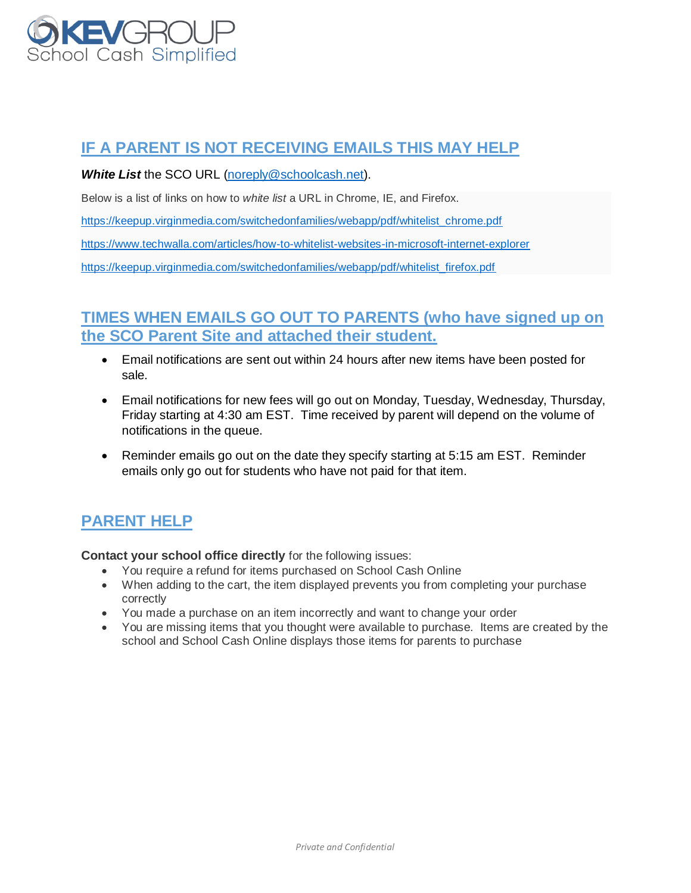## IF A PARENT IS NOT RECEIVING EMAILS THIS MAY HELP

***White List*** the SCO URL (noreply@schoolcash.net).

Below is a list of links on how to *white list* a URL in Chrome, IE, and Firefox.

https://keepup.virginmedia.com/switchedonfamilies/webapp/pdf/whitelist_chrome.pdf

https://www.techwalla.com/articles/how-to-whitelist-websites-in-microsoft-internet-explorer

https://keepup.virginmedia.com/switchedonfamilies/webapp/pdf/whitelist_firefox.pdf

## TIMES WHEN EMAILS GO OUT TO PARENTS (who have signed up on the SCO Parent Site and attached their student.

- Email notifications are sent out within 24 hours after new items have been posted for sale.
- Email notifications for new fees will go out on Monday, Tuesday, Wednesday, Thursday, Friday starting at 4:30 am EST. Time received by parent will depend on the volume of notifications in the queue.
- Reminder emails go out on the date they specify starting at 5:15 am EST. Reminder emails only go out for students who have not paid for that item.

## PARENT HELP

**Contact your school office directly** for the following issues:

- You require a refund for items purchased on School Cash Online
- When adding to the cart, the item displayed prevents you from completing your purchase correctly
- You made a purchase on an item incorrectly and want to change your order
- You are missing items that you thought were available to purchase. Items are created by the school and School Cash Online displays those items for parents to purchase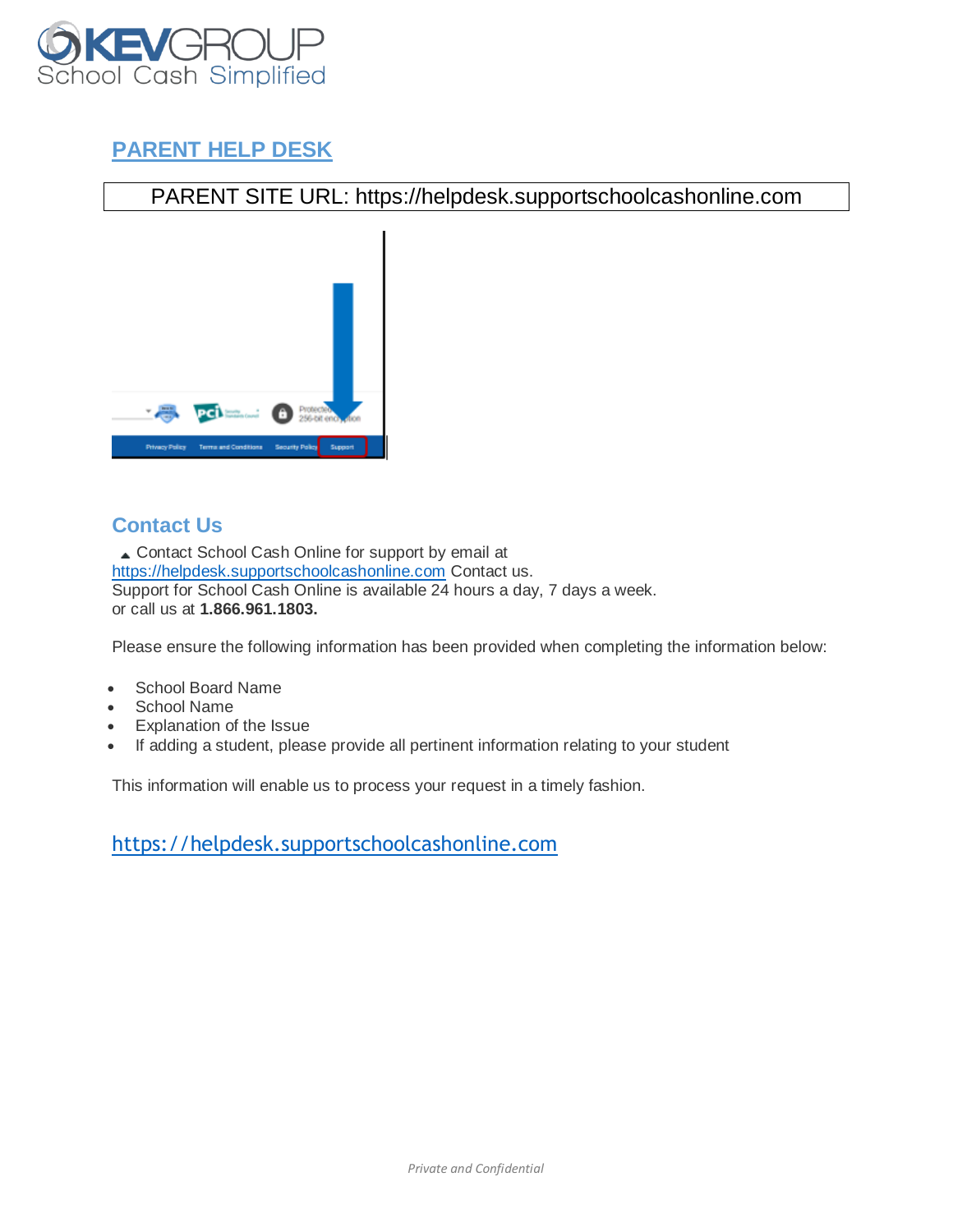KEVGROUP
School Cash Simplified

## PARENT HELP DESK

PARENT SITE URL: https://helpdesk.supportschoolcashonline.com

## Contact Us

Contact School Cash Online for support by email at https://helpdesk.supportschoolcashonline.com Contact us.
Support for School Cash Online is available 24 hours a day, 7 days a week.
or call us at **1.866.961.1803.**

Please ensure the following information has been provided when completing the information below:

- School Board Name
- School Name
- Explanation of the Issue
- If adding a student, please provide all pertinent information relating to your student

This information will enable us to process your request in a timely fashion.

https://helpdesk.supportschoolcashonline.com